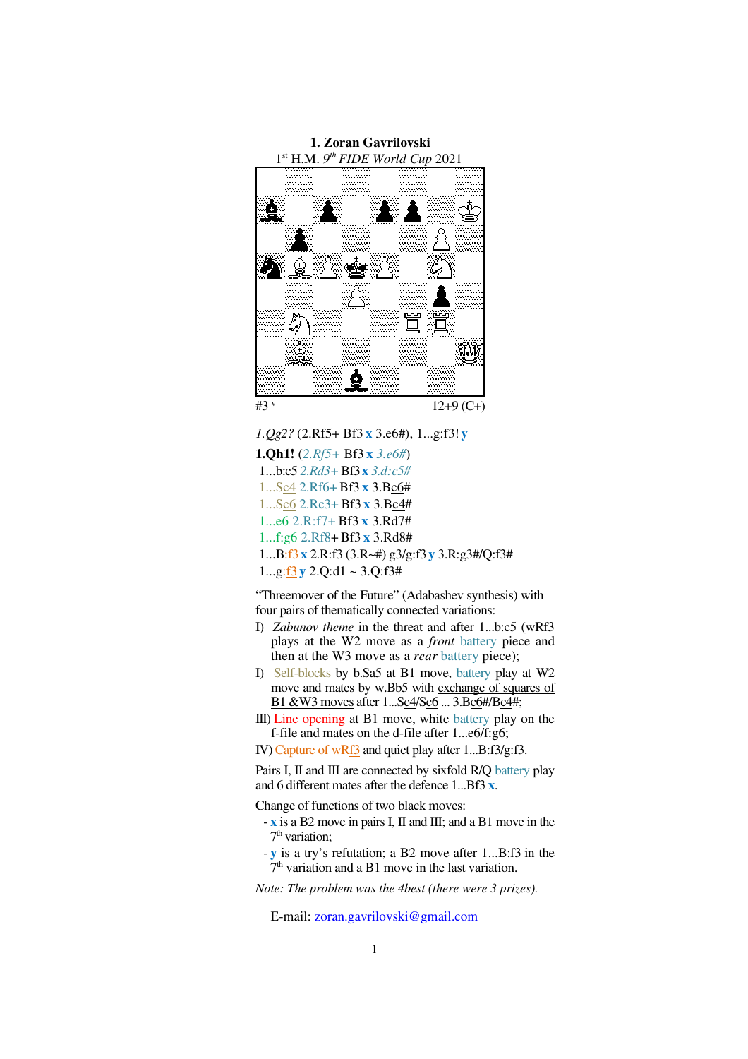**1. Zoran Gavrilovski**

1st H.M. *9th FIDE World Cup* 2021

#3 v                                                    12+9 (C+)

*1.Qg2?* (2.Rf5+ Bf3 **x** 3.e6#), 1...g:f3! **y**

**1.Qh1!** (*2.Rf5+* Bf3 **x** *3.e6#*)

1...b:c5 *2.Rd3+* Bf3 **x** *3.d:c5#*

1...Sc4 2.Rf6+ Bf3 **x** 3.Bc6#

1...Sc6 2.Rc3+ Bf3 **x** 3.Bc4#

1...e6 2.R:f7+ Bf3 **x** 3.Rd7#

1...f:g6 2.Rf8+ Bf3 **x** 3.Rd8#

1...B:f3 **x** 2.R:f3 (3.R~#) g3/g:f3 **y** 3.R:g3#/Q:f3#

1...g:f3 **y** 2.Q:d1 ~ 3.Q:f3#

"Threemover of the Future" (Adabashev synthesis) with four pairs of thematically connected variations:

I) *Zabunov theme* in the threat and after 1...b:c5 (wRf3 plays at the W2 move as a *front* battery piece and then at the W3 move as a *rear* battery piece);

I) Self-blocks by b.Sa5 at B1 move, battery play at W2 move and mates by w.Bb5 with exchange of squares of B1 &W3 moves after 1...Sc4/Sc6 ... 3.Bc6#/Bc4#;

III) Line opening at B1 move, white battery play on the f-file and mates on the d-file after 1...e6/f:g6;

IV) Capture of wRf3 and quiet play after 1...B:f3/g:f3.

Pairs I, II and III are connected by sixfold R/Q battery play and 6 different mates after the defence 1...Bf3 **x**.

Change of functions of two black moves:

- **x** is a B2 move in pairs I, II and III; and a B1 move in the 7th variation;
- **y** is a try's refutation; a B2 move after 1...B:f3 in the 7th variation and a B1 move in the last variation.

*Note: The problem was the 4best (there were 3 prizes).*

E-mail: zoran.gavrilovski@gmail.com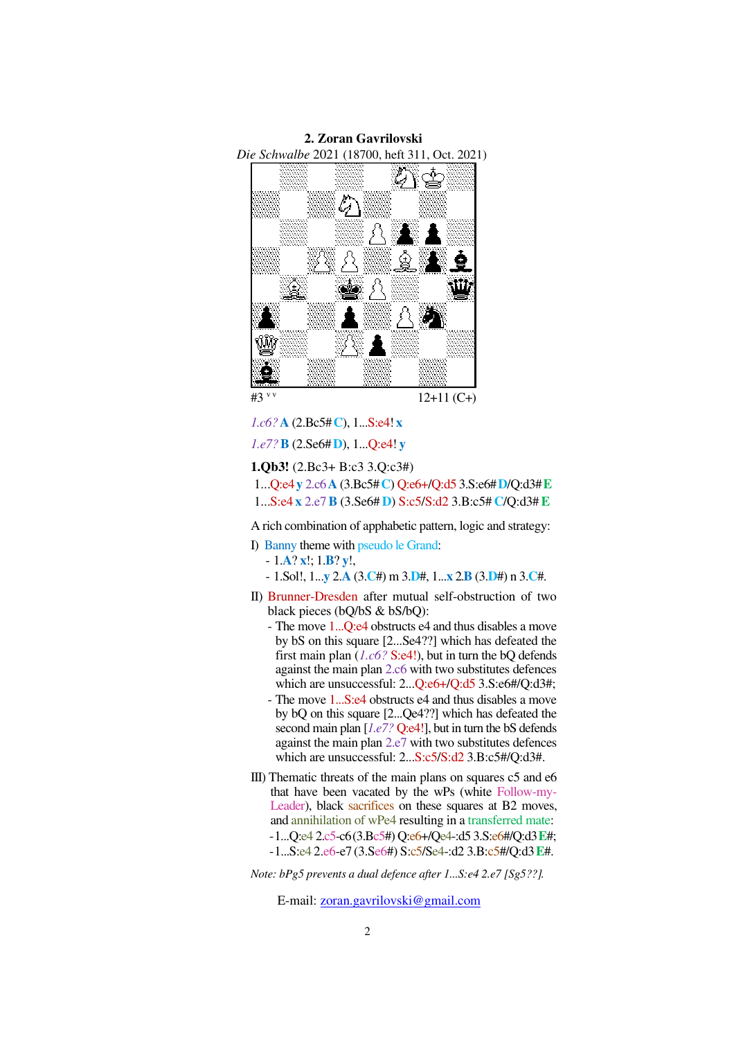**2. Zoran Gavrilovski**
*Die Schwalbe* 2021 (18700, heft 311, Oct. 2021)

#3 v v — 12+11 (C+)

*1.c6?* **A** (2.Bc5# **C**), 1...S:e4! **x**

*1.e7?* **B** (2.Se6# **D**), 1...Q:e4! **y**

**1.Qb3!** (2.Bc3+ B:c3 3.Q:c3#)

1...Q:e4 **y** 2.c6 **A** (3.Bc5# **C**) Q:e6+/Q:d5 3.S:e6# **D**/Q:d3# **E**

1...S:e4 **x** 2.e7 **B** (3.Se6# **D**) S:c5/S:d2 3.B:c5# **C**/Q:d3# **E**

A rich combination of apphabetic pattern, logic and strategy:

I) Banny theme with pseudo le Grand:
- 1.**A**? **x**!; 1.**B**? **y**!,
- 1.Sol!, 1...**y** 2.**A** (3.**C**#) m 3.**D**#, 1...**x** 2.**B** (3.**D**#) n 3.**C**#.

II) Brunner-Dresden after mutual self-obstruction of two black pieces (bQ/bS & bS/bQ):
- The move 1...Q:e4 obstructs e4 and thus disables a move by bS on this square [2...Se4??] which has defeated the first main plan (*1.c6?* S:e4!), but in turn the bQ defends against the main plan 2.c6 with two substitutes defences which are unsuccessful: 2...Q:e6+/Q:d5 3.S:e6#/Q:d3#;
- The move 1...S:e4 obstructs e4 and thus disables a move by bQ on this square [2...Qe4??] which has defeated the second main plan [*1.e7?* Q:e4!], but in turn the bS defends against the main plan 2.e7 with two substitutes defences which are unsuccessful: 2...S:c5/S:d2 3.B:c5#/Q:d3#.

III) Thematic threats of the main plans on squares c5 and e6 that have been vacated by the wPs (white Follow-my-Leader), black sacrifices on these squares at B2 moves, and annihilation of wPe4 resulting in a transferred mate:
- 1...Q:e4 2.c5-c6 (3.Bc5#) Q:e6+/Qe4-:d5 3.S:e6#/Q:d3 **E**#;
- 1...S:e4 2.e6-e7 (3.Se6#) S:c5/Se4-:d2 3.B:c5#/Q:d3 **E**#.

*Note: bPg5 prevents a dual defence after 1...S:e4 2.e7 [Sg5??].*

E-mail: zoran.gavrilovski@gmail.com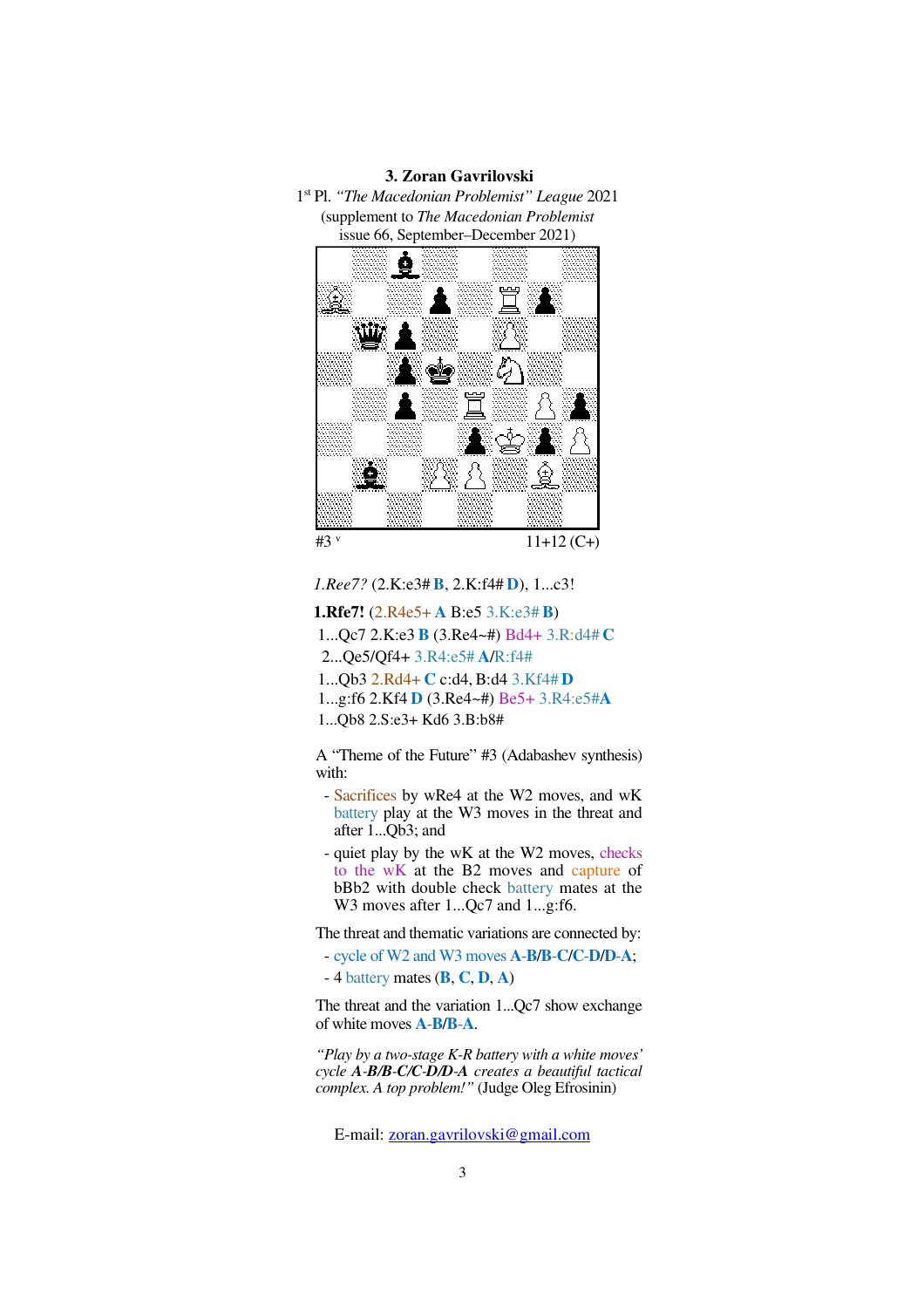**3. Zoran Gavrilovski**

1st Pl. *"The Macedonian Problemist" League* 2021
(supplement to *The Macedonian Problemist*
issue 66, September–December 2021)

#3 v 11+12 (C+)

*1.Ree7?* (2.K:e3# **B**, 2.K:f4# **D**), 1...c3!

**1.Rfe7!** (2.R4e5+ **A** B:e5 3.K:e3# **B**)

1...Qc7 2.K:e3 **B** (3.Re4~#) Bd4+ 3.R:d4# **C**

2...Qe5/Qf4+ 3.R4:e5# **A**/R:f4#

1...Qb3 2.Rd4+ **C** c:d4, B:d4 3.Kf4# **D**

1...g:f6 2.Kf4 **D** (3.Re4~#) Be5+ 3.R4:e5#**A**

1...Qb8 2.S:e3+ Kd6 3.B:b8#

A "Theme of the Future" #3 (Adabashev synthesis) with:

- Sacrifices by wRe4 at the W2 moves, and wK battery play at the W3 moves in the threat and after 1...Qb3; and
- quiet play by the wK at the W2 moves, checks to the wK at the B2 moves and capture of bBb2 with double check battery mates at the W3 moves after 1...Qc7 and 1...g:f6.

The threat and thematic variations are connected by:

- cycle of W2 and W3 moves **A**-**B**/**B**-**C**/**C**-**D**/**D**-**A**;
- 4 battery mates (**B**, **C**, **D**, **A**)

The threat and the variation 1...Qc7 show exchange of white moves **A**-**B**/**B**-**A**.

*"Play by a two-stage K-R battery with a white moves' cycle **A**-**B**/**B**-**C**/**C**-**D**/**D**-**A** creates a beautiful tactical complex. A top problem!"* (Judge Oleg Efrosinin)

E-mail: zoran.gavrilovski@gmail.com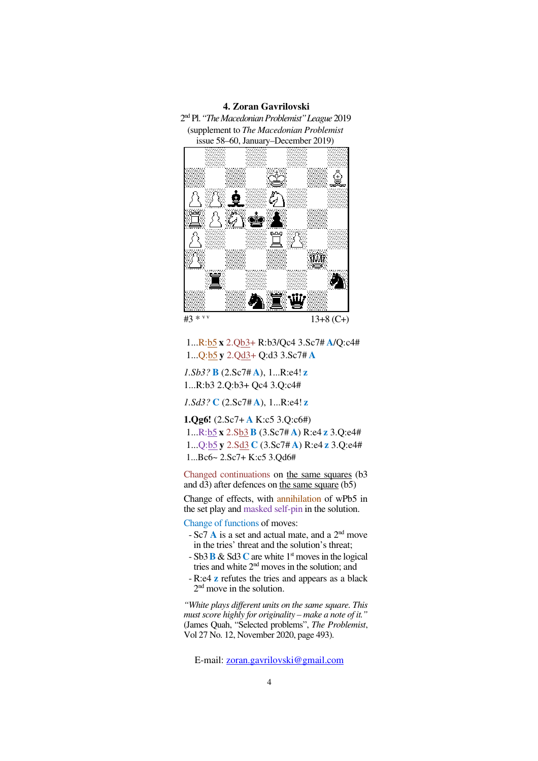**4. Zoran Gavrilovski**

2nd Pl. *"The Macedonian Problemist" League* 2019
(supplement to *The Macedonian Problemist*
issue 58–60, January–December 2019)

#3 * v v 13+8 (C+)

1...R:b5 **x** 2.Qb3+ R:b3/Qc4 3.Sc7# **A**/Q:c4#
1...Q:b5 **y** 2.Qd3+ Q:d3 3.Sc7# **A**

*1.Sb3?* **B** (2.Sc7# **A**), 1...R:e4! **z**
1...R:b3 2.Q:b3+ Qc4 3.Q:c4#

*1.Sd3?* **C** (2.Sc7# **A**), 1...R:e4! **z**

**1.Qg6!** (2.Sc7+ **A** K:c5 3.Q:c6#)
1...R:b5 **x** 2.Sb3 **B** (3.Sc7# **A**) R:e4 **z** 3.Q:e4#
1...Q:b5 **y** 2.Sd3 **C** (3.Sc7# **A**) R:e4 **z** 3.Q:e4#
1...Bc6~ 2.Sc7+ K:c5 3.Qd6#

Changed continuations on the same squares (b3 and d3) after defences on the same square (b5)

Change of effects, with annihilation of wPb5 in the set play and masked self-pin in the solution.

Change of functions of moves:

- Sc7 **A** is a set and actual mate, and a 2nd move in the tries' threat and the solution's threat;
- Sb3 **B** & Sd3 **C** are white 1st moves in the logical tries and white 2nd moves in the solution; and
- R:e4 **z** refutes the tries and appears as a black 2nd move in the solution.

*"White plays different units on the same square. This must score highly for originality – make a note of it."* (James Quah, "Selected problems", *The Problemist*, Vol 27 No. 12, November 2020, page 493).

E-mail: zoran.gavrilovski@gmail.com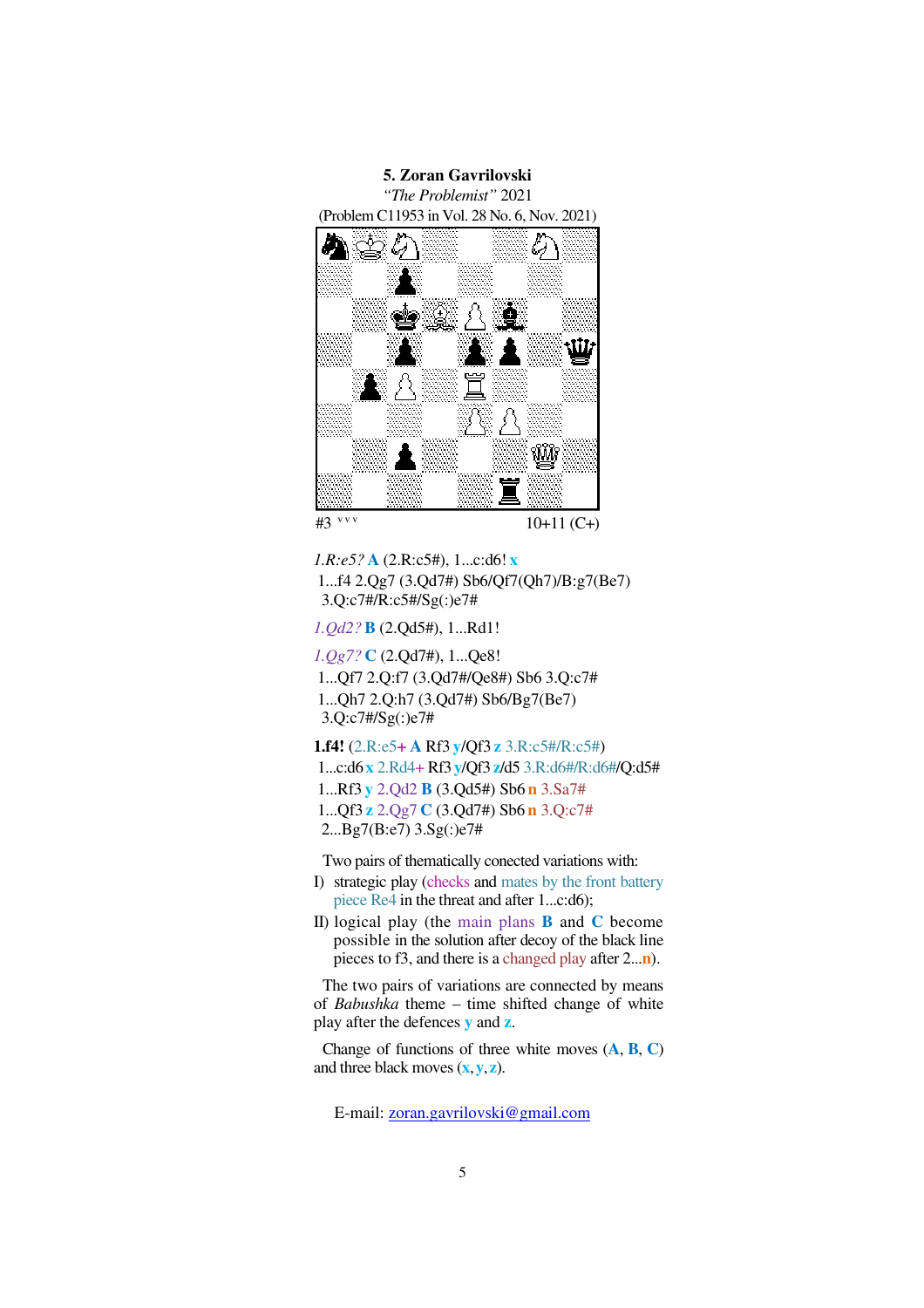**5. Zoran Gavrilovski**

*"The Problemist"* 2021

(Problem C11953 in Vol. 28 No. 6, Nov. 2021)

#3 v v v 10+11 (C+)

*1.R:e5?* **A** (2.R:c5#), 1...c:d6! **x**

1...f4 2.Qg7 (3.Qd7#) Sb6/Qf7(Qh7)/B:g7(Be7) 3.Q:c7#/R:c5#/Sg(:)e7#

*1.Qd2?* **B** (2.Qd5#), 1...Rd1!

*1.Qg7?* **C** (2.Qd7#), 1...Qe8!

1...Qf7 2.Q:f7 (3.Qd7#/Qe8#) Sb6 3.Q:c7#

1...Qh7 2.Q:h7 (3.Qd7#) Sb6/Bg7(Be7) 3.Q:c7#/Sg(:)e7#

**1.f4!** (2.R:e5+ **A** Rf3 **y**/Qf3 **z** 3.R:c5#/R:c5#)

1...c:d6 **x** 2.Rd4+ Rf3 **y**/Qf3 **z**/d5 3.R:d6#/R:d6#/Q:d5#

1...Rf3 **y** 2.Qd2 **B** (3.Qd5#) Sb6 **n** 3.Sa7#

1...Qf3 **z** 2.Qg7 **C** (3.Qd7#) Sb6 **n** 3.Q:c7#

2...Bg7(B:e7) 3.Sg(:)e7#

Two pairs of thematically conected variations with:

I) strategic play (checks and mates by the front battery piece Re4 in the threat and after 1...c:d6);

II) logical play (the main plans **B** and **C** become possible in the solution after decoy of the black line pieces to f3, and there is a changed play after 2...**n**).

The two pairs of variations are connected by means of *Babushka* theme – time shifted change of white play after the defences **y** and **z**.

Change of functions of three white moves (**A**, **B**, **C**) and three black moves (**x**, **y**, **z**).

E-mail: zoran.gavrilovski@gmail.com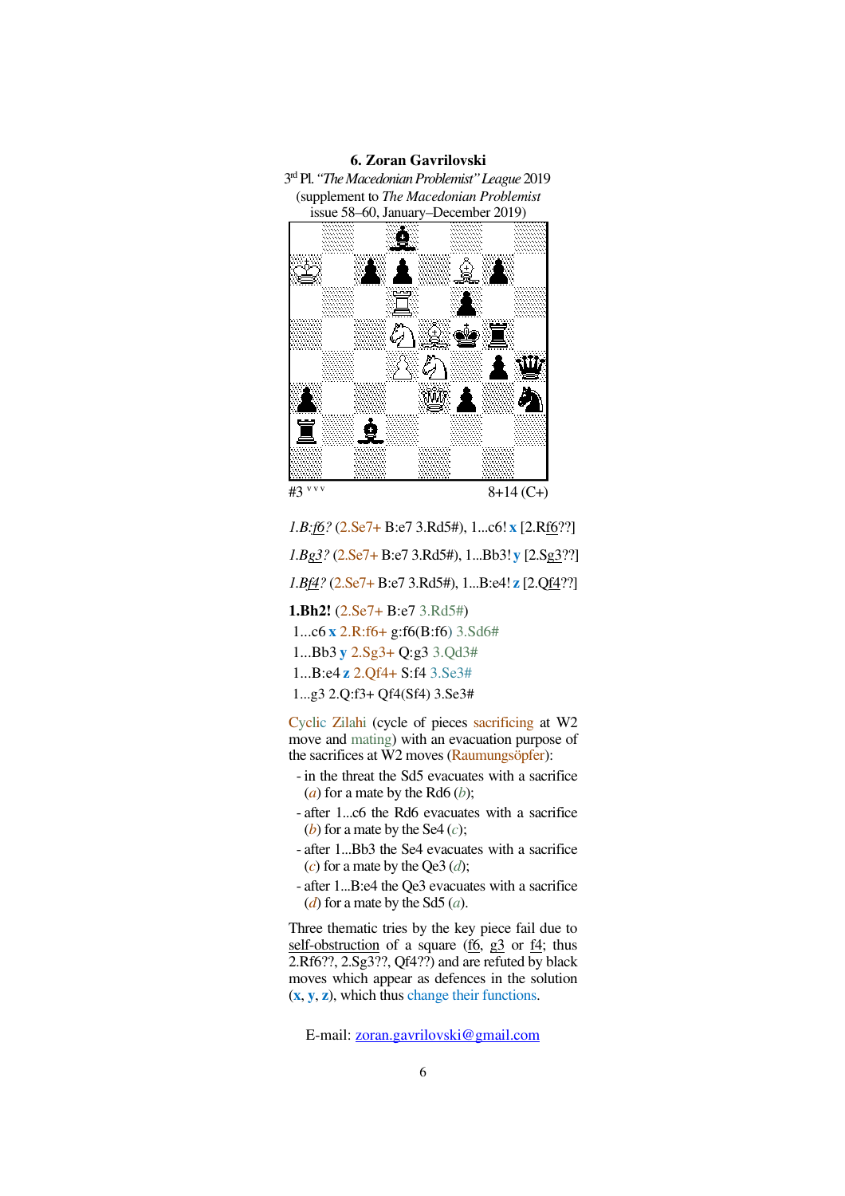**6. Zoran Gavrilovski**

3[rd] Pl. *"The Macedonian Problemist" League* 2019
(supplement to *The Macedonian Problemist* issue 58–60, January–December 2019)

#3 v v v                                        8+14 (C+)

*1.B:f6?* (2.Se7+ B:e7 3.Rd5#), 1...c6! **x** [2.Rf6??]

*1.Bg3?* (2.Se7+ B:e7 3.Rd5#), 1...Bb3! **y** [2.Sg3??]

*1.Bf4?* (2.Se7+ B:e7 3.Rd5#), 1...B:e4! **z** [2.Qf4??]

**1.Bh2!** (2.Se7+ B:e7 3.Rd5#)

1...c6 **x** 2.R:f6+ g:f6(B:f6) 3.Sd6#

1...Bb3 **y** 2.Sg3+ Q:g3 3.Qd3#

1...B:e4 **z** 2.Qf4+ S:f4 3.Se3#

1...g3 2.Q:f3+ Qf4(Sf4) 3.Se3#

Cyclic Zilahi (cycle of pieces sacrificing at W2 move and mating) with an evacuation purpose of the sacrifices at W2 moves (Raumungsöpfer):

- in the threat the Sd5 evacuates with a sacrifice (*a*) for a mate by the Rd6 (*b*);
- after 1...c6 the Rd6 evacuates with a sacrifice (*b*) for a mate by the Se4 (*c*);
- after 1...Bb3 the Se4 evacuates with a sacrifice (*c*) for a mate by the Qe3 (*d*);
- after 1...B:e4 the Qe3 evacuates with a sacrifice (*d*) for a mate by the Sd5 (*a*).

Three thematic tries by the key piece fail due to self-obstruction of a square (f6, g3 or f4; thus 2.Rf6??, 2.Sg3??, Qf4??) and are refuted by black moves which appear as defences in the solution (**x**, **y**, **z**), which thus change their functions.

E-mail: zoran.gavrilovski@gmail.com